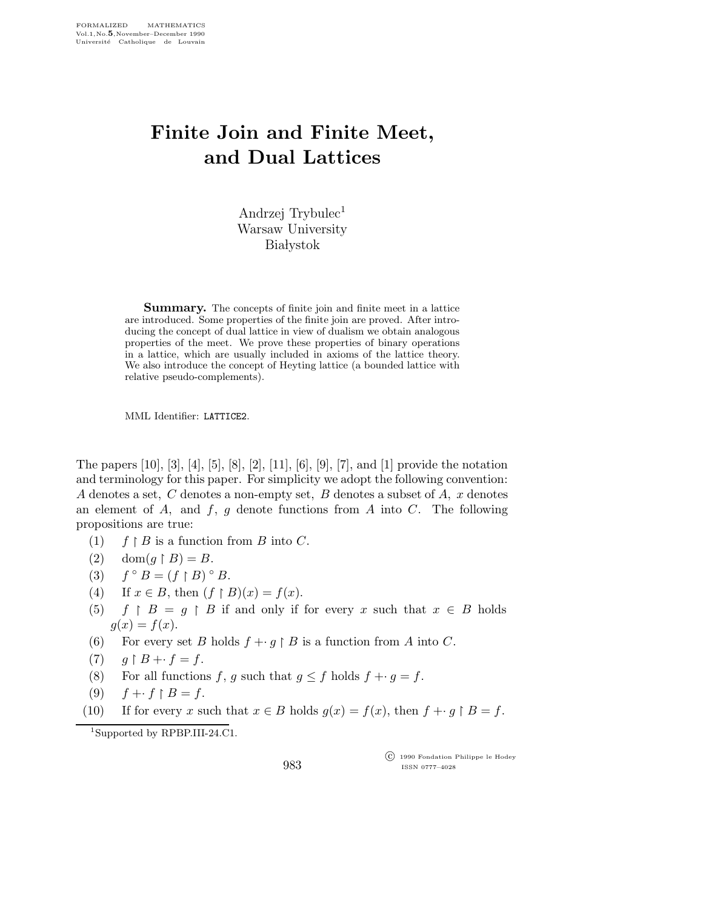# Finite Join and Finite Meet, and Dual Lattices

Andrzej Trybulec[1]
Warsaw University
Białystok

**Summary.** The concepts of finite join and finite meet in a lattice are introduced. Some properties of the finite join are proved. After introducing the concept of dual lattice in view of dualism we obtain analogous properties of the meet. We prove these properties of binary operations in a lattice, which are usually included in axioms of the lattice theory. We also introduce the concept of Heyting lattice (a bounded lattice with relative pseudo-complements).

MML Identifier: LATTICE2.

The papers [10], [3], [4], [5], [8], [2], [11], [6], [9], [7], and [1] provide the notation and terminology for this paper. For simplicity we adopt the following convention: $A$ denotes a set, $C$ denotes a non-empty set, $B$ denotes a subset of $A$, $x$ denotes an element of $A$, and $f$, $g$ denote functions from $A$ into $C$. The following propositions are true:

(1) $f \restriction B$ is a function from $B$ into $C$.

(2) $\mathrm{dom}(g \restriction B) = B$.

(3) $f \circ B = (f \restriction B) \circ B$.

(4) If $x \in B$, then $(f \restriction B)(x) = f(x)$.

(5) $f \restriction B = g \restriction B$ if and only if for every $x$ such that $x \in B$ holds $g(x) = f(x)$.

(6) For every set $B$ holds $f +\cdot g \restriction B$ is a function from $A$ into $C$.

(7) $g \restriction B +\cdot f = f$.

(8) For all functions $f$, $g$ such that $g \leq f$ holds $f +\cdot g = f$.

(9) $f +\cdot f \restriction B = f$.

(10) If for every $x$ such that $x \in B$ holds $g(x) = f(x)$, then $f +\cdot g \restriction B = f$.

[1] Supported by RPBP.III-24.C1.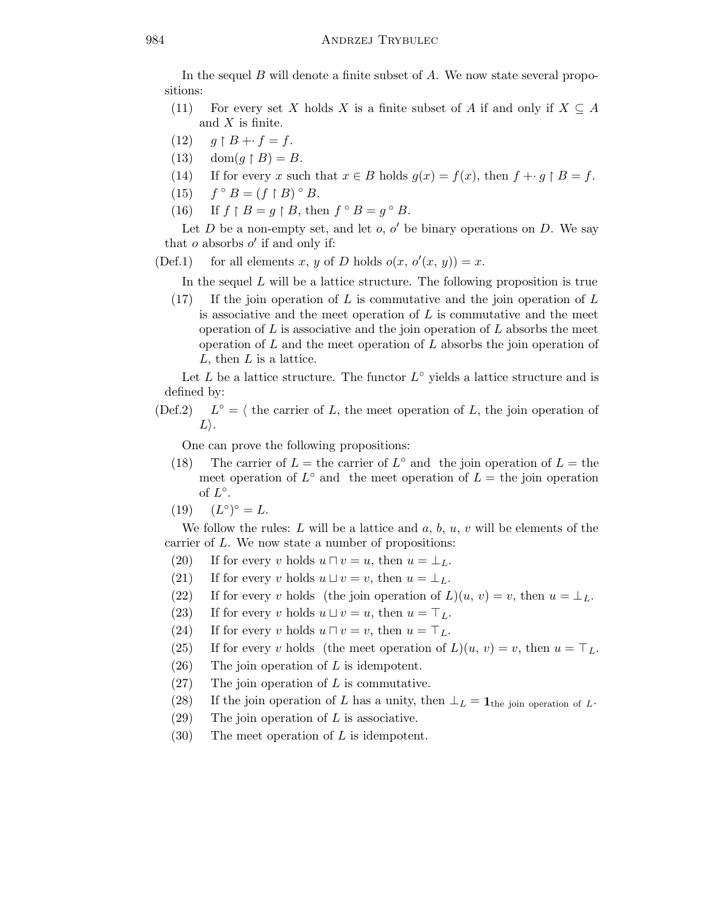In the sequel $B$ will denote a finite subset of $A$. We now state several propositions:

(11) For every set $X$ holds $X$ is a finite subset of $A$ if and only if $X \subseteq A$ and $X$ is finite.

(12) $g \restriction B +\cdot f = f$.

(13) $\mathrm{dom}(g \restriction B) = B$.

(14) If for every $x$ such that $x \in B$ holds $g(x) = f(x)$, then $f +\cdot g \restriction B = f$.

(15) $f \circ B = (f \restriction B) \circ B$.

(16) If $f \restriction B = g \restriction B$, then $f \circ B = g \circ B$.

Let $D$ be a non-empty set, and let $o$, $o'$ be binary operations on $D$. We say that $o$ absorbs $o'$ if and only if:

(Def.1) for all elements $x$, $y$ of $D$ holds $o(x, o'(x, y)) = x$.

In the sequel $L$ will be a lattice structure. The following proposition is true

(17) If the join operation of $L$ is commutative and the join operation of $L$ is associative and the meet operation of $L$ is commutative and the meet operation of $L$ is associative and the join operation of $L$ absorbs the meet operation of $L$ and the meet operation of $L$ absorbs the join operation of $L$, then $L$ is a lattice.

Let $L$ be a lattice structure. The functor $L^\circ$ yields a lattice structure and is defined by:

(Def.2) $L^\circ = \langle$ the carrier of $L$, the meet operation of $L$, the join operation of $L \rangle$.

One can prove the following propositions:

(18) The carrier of $L =$ the carrier of $L^\circ$ and the join operation of $L =$ the meet operation of $L^\circ$ and the meet operation of $L =$ the join operation of $L^\circ$.

(19) $(L^\circ)^\circ = L$.

We follow the rules: $L$ will be a lattice and $a$, $b$, $u$, $v$ will be elements of the carrier of $L$. We now state a number of propositions:

(20) If for every $v$ holds $u \sqcap v = u$, then $u = \bot_L$.

(21) If for every $v$ holds $u \sqcup v = v$, then $u = \bot_L$.

(22) If for every $v$ holds (the join operation of $L$)$(u, v) = v$, then $u = \bot_L$.

(23) If for every $v$ holds $u \sqcup v = u$, then $u = \top_L$.

(24) If for every $v$ holds $u \sqcap v = v$, then $u = \top_L$.

(25) If for every $v$ holds (the meet operation of $L$)$(u, v) = v$, then $u = \top_L$.

(26) The join operation of $L$ is idempotent.

(27) The join operation of $L$ is commutative.

(28) If the join operation of $L$ has a unity, then $\bot_L = \mathbf{1}_{\text{the join operation of } L}$.

(29) The join operation of $L$ is associative.

(30) The meet operation of $L$ is idempotent.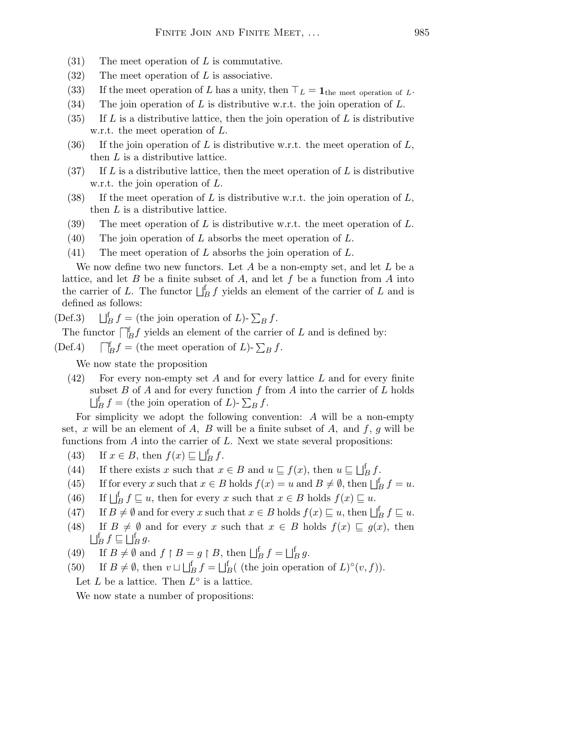(31) The meet operation of $L$ is commutative.

(32) The meet operation of $L$ is associative.

(33) If the meet operation of $L$ has a unity, then $\top_L = \mathbf{1}_{\text{the meet operation of } L}$.

(34) The join operation of $L$ is distributive w.r.t. the join operation of $L$.

(35) If $L$ is a distributive lattice, then the join operation of $L$ is distributive w.r.t. the meet operation of $L$.

(36) If the join operation of $L$ is distributive w.r.t. the meet operation of $L$, then $L$ is a distributive lattice.

(37) If $L$ is a distributive lattice, then the meet operation of $L$ is distributive w.r.t. the join operation of $L$.

(38) If the meet operation of $L$ is distributive w.r.t. the join operation of $L$, then $L$ is a distributive lattice.

(39) The meet operation of $L$ is distributive w.r.t. the meet operation of $L$.

(40) The join operation of $L$ absorbs the meet operation of $L$.

(41) The meet operation of $L$ absorbs the join operation of $L$.

We now define two new functors. Let $A$ be a non-empty set, and let $L$ be a lattice, and let $B$ be a finite subset of $A$, and let $f$ be a function from $A$ into the carrier of $L$. The functor $\bigsqcup^{\mathrm{f}}_B f$ yields an element of the carrier of $L$ and is defined as follows:

(Def.3) $\bigsqcup^{\mathrm{f}}_B f =$ (the join operation of $L$)- $\sum_B f$.

The functor $\bigsqcap^{\mathrm{f}}_B f$ yields an element of the carrier of $L$ and is defined by:

(Def.4) $\bigsqcap^{\mathrm{f}}_B f =$ (the meet operation of $L$)- $\sum_B f$.

We now state the proposition

(42) For every non-empty set $A$ and for every lattice $L$ and for every finite subset $B$ of $A$ and for every function $f$ from $A$ into the carrier of $L$ holds $\bigsqcup^{\mathrm{f}}_B f =$ (the join operation of $L$)- $\sum_B f$.

For simplicity we adopt the following convention: $A$ will be a non-empty set, $x$ will be an element of $A$, $B$ will be a finite subset of $A$, and $f$, $g$ will be functions from $A$ into the carrier of $L$. Next we state several propositions:

(43) If $x \in B$, then $f(x) \sqsubseteq \bigsqcup^{\mathrm{f}}_B f$.

(44) If there exists $x$ such that $x \in B$ and $u \sqsubseteq f(x)$, then $u \sqsubseteq \bigsqcup^{\mathrm{f}}_B f$.

(45) If for every $x$ such that $x \in B$ holds $f(x) = u$ and $B \neq \emptyset$, then $\bigsqcup^{\mathrm{f}}_B f = u$.

(46) If $\bigsqcup^{\mathrm{f}}_B f \sqsubseteq u$, then for every $x$ such that $x \in B$ holds $f(x) \sqsubseteq u$.

(47) If $B \neq \emptyset$ and for every $x$ such that $x \in B$ holds $f(x) \sqsubseteq u$, then $\bigsqcup^{\mathrm{f}}_B f \sqsubseteq u$.

(48) If $B \neq \emptyset$ and for every $x$ such that $x \in B$ holds $f(x) \sqsubseteq g(x)$, then $\bigsqcup^{\mathrm{f}}_B f \sqsubseteq \bigsqcup^{\mathrm{f}}_B g$.

(49) If $B \neq \emptyset$ and $f \restriction B = g \restriction B$, then $\bigsqcup^{\mathrm{f}}_B f = \bigsqcup^{\mathrm{f}}_B g$.

(50) If $B \neq \emptyset$, then $v \sqcup \bigsqcup^{\mathrm{f}}_B f = \bigsqcup^{\mathrm{f}}_B($ (the join operation of $L)^{\circ}(v, f))$.

Let $L$ be a lattice. Then $L^{\circ}$ is a lattice.

We now state a number of propositions: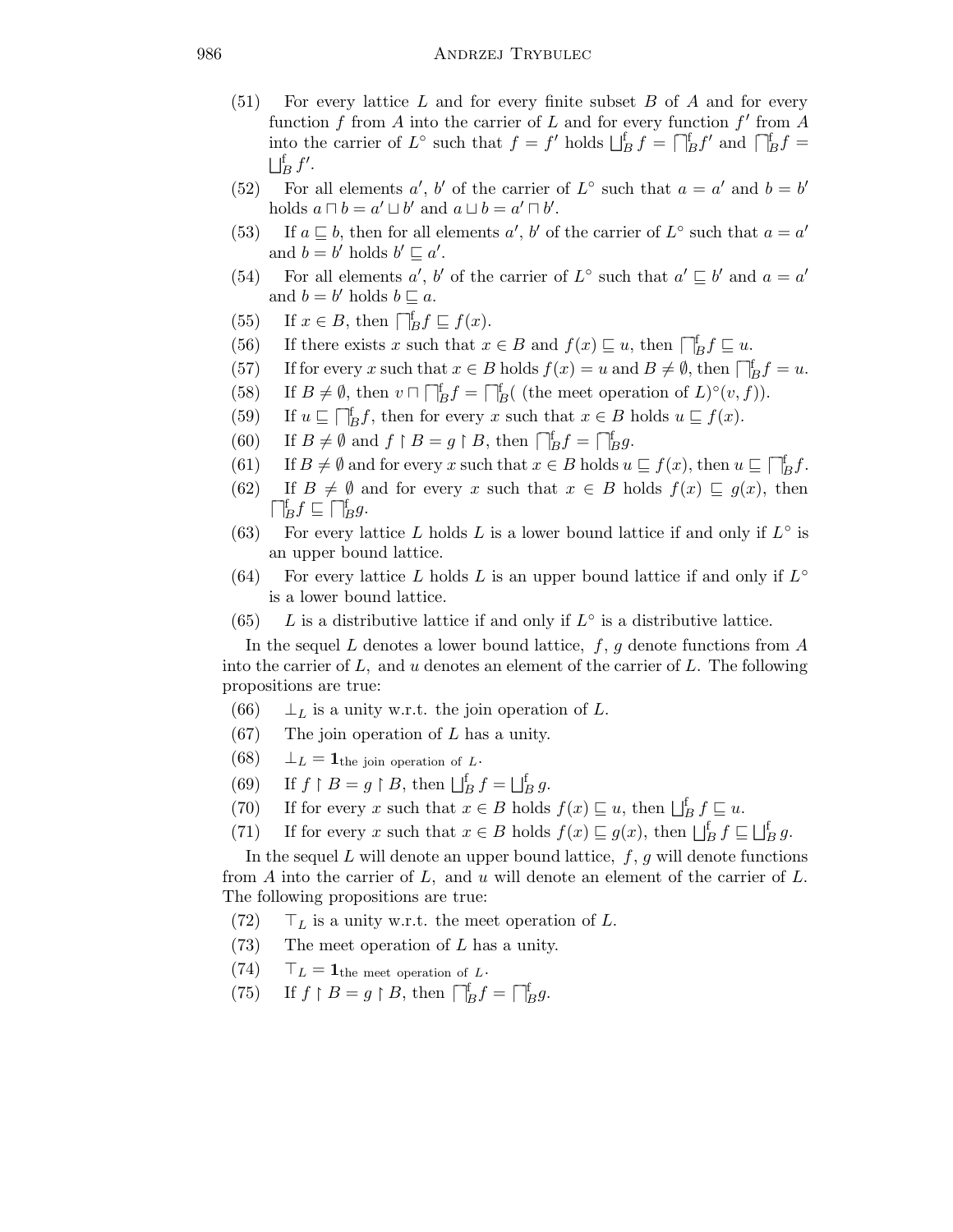(51) For every lattice $L$ and for every finite subset $B$ of $A$ and for every function $f$ from $A$ into the carrier of $L$ and for every function $f'$ from $A$ into the carrier of $L^\circ$ such that $f = f'$ holds $\bigsqcup^{\rm f}_B f = \bigsqcap^{\rm f}_B f'$ and $\bigsqcap^{\rm f}_B f = \bigsqcup^{\rm f}_B f'$.

(52) For all elements $a'$, $b'$ of the carrier of $L^\circ$ such that $a = a'$ and $b = b'$ holds $a \sqcap b = a' \sqcup b'$ and $a \sqcup b = a' \sqcap b'$.

(53) If $a \sqsubseteq b$, then for all elements $a'$, $b'$ of the carrier of $L^\circ$ such that $a = a'$ and $b = b'$ holds $b' \sqsubseteq a'$.

(54) For all elements $a'$, $b'$ of the carrier of $L^\circ$ such that $a' \sqsubseteq b'$ and $a = a'$ and $b = b'$ holds $b \sqsubseteq a$.

(55) If $x \in B$, then $\bigsqcap^{\rm f}_B f \sqsubseteq f(x)$.

(56) If there exists $x$ such that $x \in B$ and $f(x) \sqsubseteq u$, then $\bigsqcap^{\rm f}_B f \sqsubseteq u$.

(57) If for every $x$ such that $x \in B$ holds $f(x) = u$ and $B \neq \emptyset$, then $\bigsqcap^{\rm f}_B f = u$.

(58) If $B \neq \emptyset$, then $v \sqcap \bigsqcap^{\rm f}_B f = \bigsqcap^{\rm f}_B($ (the meet operation of $L)^\circ(v, f))$.

(59) If $u \sqsubseteq \bigsqcap^{\rm f}_B f$, then for every $x$ such that $x \in B$ holds $u \sqsubseteq f(x)$.

(60) If $B \neq \emptyset$ and $f \restriction B = g \restriction B$, then $\bigsqcap^{\rm f}_B f = \bigsqcap^{\rm f}_B g$.

(61) If $B \neq \emptyset$ and for every $x$ such that $x \in B$ holds $u \sqsubseteq f(x)$, then $u \sqsubseteq \bigsqcap^{\rm f}_B f$.

(62) If $B \neq \emptyset$ and for every $x$ such that $x \in B$ holds $f(x) \sqsubseteq g(x)$, then $\bigsqcap^{\rm f}_B f \sqsubseteq \bigsqcap^{\rm f}_B g$.

(63) For every lattice $L$ holds $L$ is a lower bound lattice if and only if $L^\circ$ is an upper bound lattice.

(64) For every lattice $L$ holds $L$ is an upper bound lattice if and only if $L^\circ$ is a lower bound lattice.

(65) $L$ is a distributive lattice if and only if $L^\circ$ is a distributive lattice.

In the sequel $L$ denotes a lower bound lattice, $f$, $g$ denote functions from $A$ into the carrier of $L$, and $u$ denotes an element of the carrier of $L$. The following propositions are true:

(66) $\perp_L$ is a unity w.r.t. the join operation of $L$.

(67) The join operation of $L$ has a unity.

(68) $\perp_L = \mathbf{1}_{\text{the join operation of } L}$.

(69) If $f \restriction B = g \restriction B$, then $\bigsqcup^{\rm f}_B f = \bigsqcup^{\rm f}_B g$.

(70) If for every $x$ such that $x \in B$ holds $f(x) \sqsubseteq u$, then $\bigsqcup^{\rm f}_B f \sqsubseteq u$.

(71) If for every $x$ such that $x \in B$ holds $f(x) \sqsubseteq g(x)$, then $\bigsqcup^{\rm f}_B f \sqsubseteq \bigsqcup^{\rm f}_B g$.

In the sequel $L$ will denote an upper bound lattice, $f$, $g$ will denote functions from $A$ into the carrier of $L$, and $u$ will denote an element of the carrier of $L$. The following propositions are true:

(72) $\top_L$ is a unity w.r.t. the meet operation of $L$.

(73) The meet operation of $L$ has a unity.

(74) $\top_L = \mathbf{1}_{\text{the meet operation of } L}$.

(75) If $f \restriction B = g \restriction B$, then $\bigsqcap^{\rm f}_B f = \bigsqcap^{\rm f}_B g$.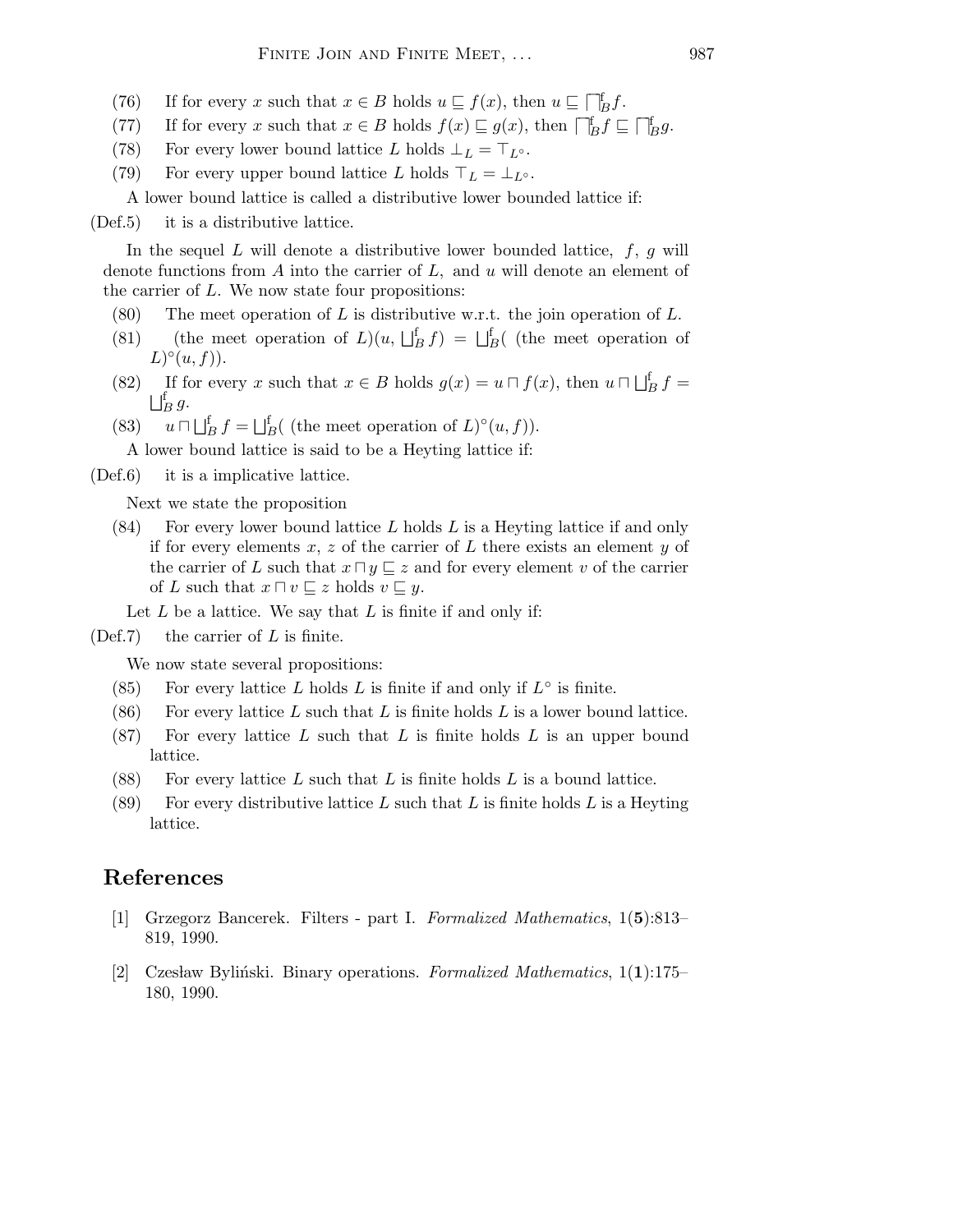(76) If for every $x$ such that $x \in B$ holds $u \sqsubseteq f(x)$, then $u \sqsubseteq \bigsqcap^{\mathrm{f}}_{B} f$.

(77) If for every $x$ such that $x \in B$ holds $f(x) \sqsubseteq g(x)$, then $\bigsqcap^{\mathrm{f}}_{B} f \sqsubseteq \bigsqcap^{\mathrm{f}}_{B} g$.

(78) For every lower bound lattice $L$ holds $\bot_{L} = \top_{L^{\circ}}$.

(79) For every upper bound lattice $L$ holds $\top_{L} = \bot_{L^{\circ}}$.

A lower bound lattice is called a distributive lower bounded lattice if:

(Def.5) it is a distributive lattice.

In the sequel $L$ will denote a distributive lower bounded lattice, $f$, $g$ will denote functions from $A$ into the carrier of $L$, and $u$ will denote an element of the carrier of $L$. We now state four propositions:

(80) The meet operation of $L$ is distributive w.r.t. the join operation of $L$.

(81) (the meet operation of $L$)$(u, \bigsqcup^{\mathrm{f}}_{B} f) = \bigsqcup^{\mathrm{f}}_{B}($ (the meet operation of $L)^{\circ}(u, f))$.

(82) If for every $x$ such that $x \in B$ holds $g(x) = u \sqcap f(x)$, then $u \sqcap \bigsqcup^{\mathrm{f}}_{B} f = \bigsqcup^{\mathrm{f}}_{B} g$.

(83) $u \sqcap \bigsqcup^{\mathrm{f}}_{B} f = \bigsqcup^{\mathrm{f}}_{B}($ (the meet operation of $L)^{\circ}(u, f))$.

A lower bound lattice is said to be a Heyting lattice if:

(Def.6) it is a implicative lattice.

Next we state the proposition

(84) For every lower bound lattice $L$ holds $L$ is a Heyting lattice if and only if for every elements $x$, $z$ of the carrier of $L$ there exists an element $y$ of the carrier of $L$ such that $x \sqcap y \sqsubseteq z$ and for every element $v$ of the carrier of $L$ such that $x \sqcap v \sqsubseteq z$ holds $v \sqsubseteq y$.

Let $L$ be a lattice. We say that $L$ is finite if and only if:

(Def.7) the carrier of $L$ is finite.

We now state several propositions:

(85) For every lattice $L$ holds $L$ is finite if and only if $L^{\circ}$ is finite.

(86) For every lattice $L$ such that $L$ is finite holds $L$ is a lower bound lattice.

(87) For every lattice $L$ such that $L$ is finite holds $L$ is an upper bound lattice.

(88) For every lattice $L$ such that $L$ is finite holds $L$ is a bound lattice.

(89) For every distributive lattice $L$ such that $L$ is finite holds $L$ is a Heyting lattice.

## References

[1] Grzegorz Bancerek. Filters - part I. *Formalized Mathematics*, 1(**5**):813–819, 1990.

[2] Czesław Byliński. Binary operations. *Formalized Mathematics*, 1(**1**):175–180, 1990.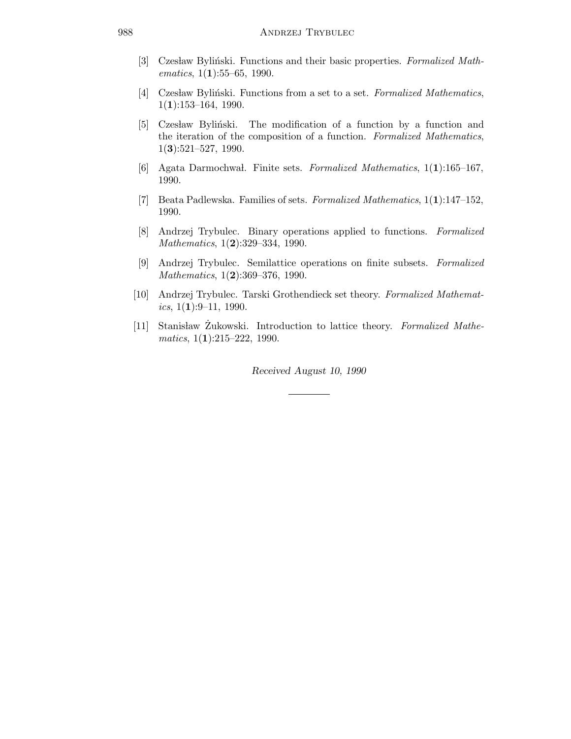[3] Czesław Byliński. Functions and their basic properties. *Formalized Mathematics*, 1(**1**):55–65, 1990.

[4] Czesław Byliński. Functions from a set to a set. *Formalized Mathematics*, 1(**1**):153–164, 1990.

[5] Czesław Byliński. The modification of a function by a function and the iteration of the composition of a function. *Formalized Mathematics*, 1(**3**):521–527, 1990.

[6] Agata Darmochwał. Finite sets. *Formalized Mathematics*, 1(**1**):165–167, 1990.

[7] Beata Padlewska. Families of sets. *Formalized Mathematics*, 1(**1**):147–152, 1990.

[8] Andrzej Trybulec. Binary operations applied to functions. *Formalized Mathematics*, 1(**2**):329–334, 1990.

[9] Andrzej Trybulec. Semilattice operations on finite subsets. *Formalized Mathematics*, 1(**2**):369–376, 1990.

[10] Andrzej Trybulec. Tarski Grothendieck set theory. *Formalized Mathematics*, 1(**1**):9–11, 1990.

[11] Stanisław Żukowski. Introduction to lattice theory. *Formalized Mathematics*, 1(**1**):215–222, 1990.

*Received August 10, 1990*